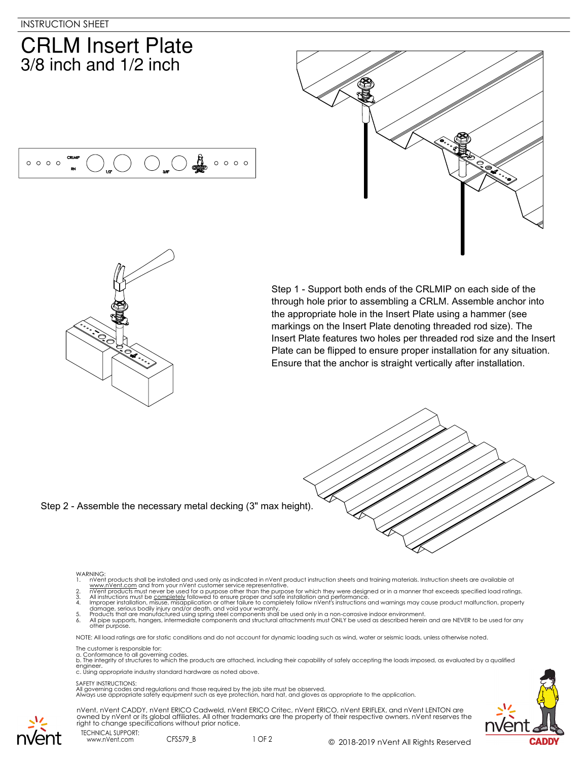INSTRUCTION SHEET

# CRLM Insert Plate
## 3/8 inch and 1/2 inch

Step 1 - Support both ends of the CRLMIP on each side of the through hole prior to assembling a CRLM. Assemble anchor into the appropriate hole in the Insert Plate using a hammer (see markings on the Insert Plate denoting threaded rod size). The Insert Plate features two holes per threaded rod size and the Insert Plate can be flipped to ensure proper installation for any situation. Ensure that the anchor is straight vertically after installation.

Step 2 - Assemble the necessary metal decking (3" max height).

WARNING:
1. nVent products shall be installed and used only as indicated in nVent product instruction sheets and training materials. Instruction sheets are available at www.nVent.com and from your nVent customer service representative.
2. nVent products must never be used for a purpose other than the purpose for which they were designed or in a manner that exceeds specified load ratings.
3. All instructions must be completely followed to ensure proper and safe installation and performance.
4. Improper installation, misuse, misapplication or other failure to completely follow nVent's instructions and warnings may cause product malfunction, property damage, serious bodily injury and/or death, and void your warranty.
5. Products that are manufactured using spring steel components shall be used only in a non-corrosive indoor environment.
6. All pipe supports, hangers, intermediate components and structural attachments must ONLY be used as described herein and are NEVER to be used for any other purpose.

NOTE: All load ratings are for static conditions and do not account for dynamic loading such as wind, water or seismic loads, unless otherwise noted.

The customer is responsible for:
a. Conformance to all governing codes.
b. The integrity of structures to which the products are attached, including their capability of safely accepting the loads imposed, as evaluated by a qualified engineer.
c. Using appropriate industry standard hardware as noted above.

SAFETY INSTRUCTIONS:
All governing codes and regulations and those required by the job site must be observed.
Always use appropriate safety equipment such as eye protection, hard hat, and gloves as appropriate to the application.

nVent, nVent CADDY, nVent ERICO Cadweld, nVent ERICO Critec, nVent ERICO, nVent ERIFLEX, and nVent LENTON are owned by nVent or its global affiliates. All other trademarks are the property of their respective owners. nVent reserves the right to change specifications without prior notice.

TECHNICAL SUPPORT:
www.nVent.com

CFS579_B

© 2018-2019 nVent All Rights Reserved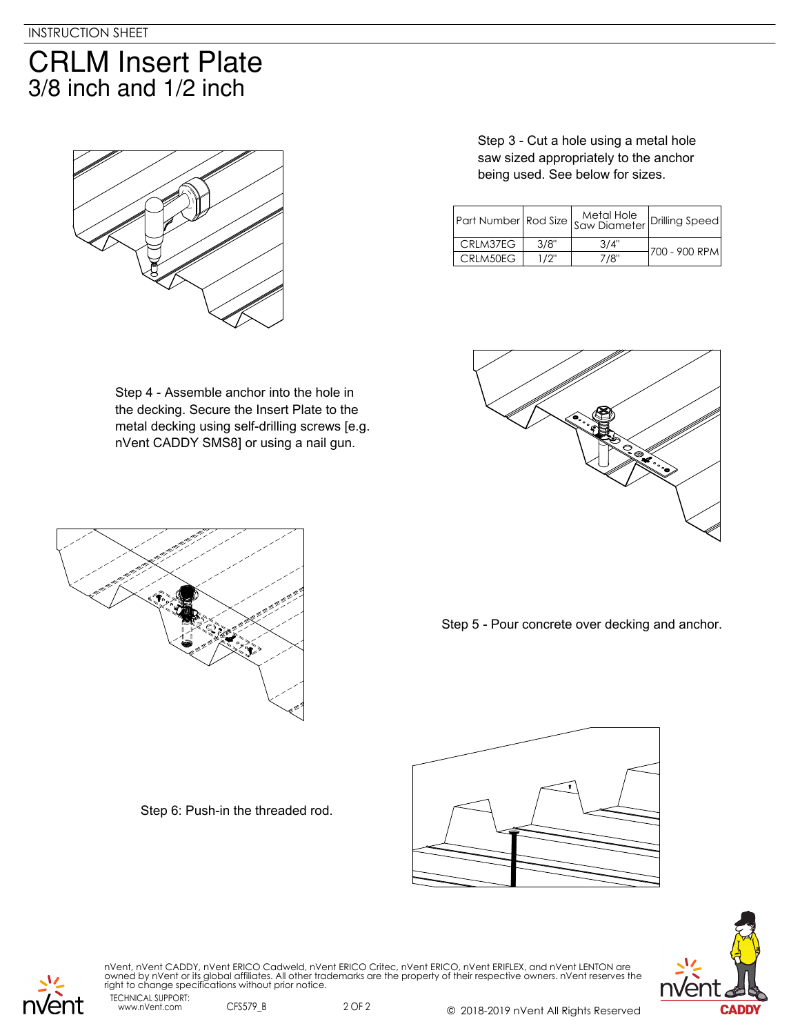INSTRUCTION SHEET

# CRLM Insert Plate
## 3/8 inch and 1/2 inch

Step 3 - Cut a hole using a metal hole saw sized appropriately to the anchor being used. See below for sizes.

| Part Number | Rod Size | Metal Hole Saw Diameter | Drilling Speed |
|---|---|---|---|
| CRLM37EG | 3/8" | 3/4" | 700 - 900 RPM |
| CRLM50EG | 1/2" | 7/8" | |

Step 4 - Assemble anchor into the hole in the decking. Secure the Insert Plate to the metal decking using self-drilling screws [e.g. nVent CADDY SMS8] or using a nail gun.

Step 5 - Pour concrete over decking and anchor.

Step 6: Push-in the threaded rod.

nVent, nVent CADDY, nVent ERICO Cadweld, nVent ERICO Critec, nVent ERICO, nVent ERIFLEX, and nVent LENTON are owned by nVent or its global affiliates. All other trademarks are the property of their respective owners. nVent reserves the right to change specifications without prior notice.

TECHNICAL SUPPORT:
www.nVent.com

CFS579_B

© 2018-2019 nVent All Rights Reserved